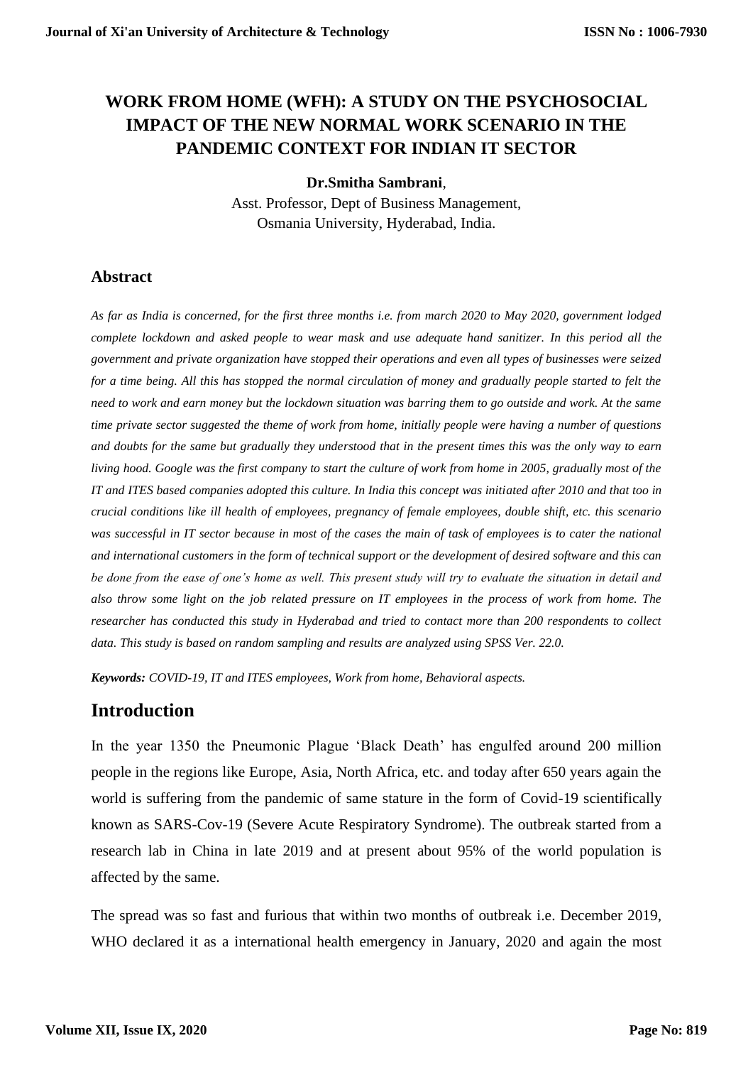# WORK FROM HOME (WFH): A STUDY ON THE PSYCHOSOCIAL IMPACT OF THE NEW NORMAL WORK SCENARIO IN THE PANDEMIC CONTEXT FOR INDIAN IT SECTOR

**Dr.Smitha Sambrani**,

Asst. Professor, Dept of Business Management,
Osmania University, Hyderabad, India.

## Abstract

*As far as India is concerned, for the first three months i.e. from march 2020 to May 2020, government lodged complete lockdown and asked people to wear mask and use adequate hand sanitizer. In this period all the government and private organization have stopped their operations and even all types of businesses were seized for a time being. All this has stopped the normal circulation of money and gradually people started to felt the need to work and earn money but the lockdown situation was barring them to go outside and work. At the same time private sector suggested the theme of work from home, initially people were having a number of questions and doubts for the same but gradually they understood that in the present times this was the only way to earn living hood. Google was the first company to start the culture of work from home in 2005, gradually most of the IT and ITES based companies adopted this culture. In India this concept was initiated after 2010 and that too in crucial conditions like ill health of employees, pregnancy of female employees, double shift, etc. this scenario was successful in IT sector because in most of the cases the main of task of employees is to cater the national and international customers in the form of technical support or the development of desired software and this can be done from the ease of one's home as well. This present study will try to evaluate the situation in detail and also throw some light on the job related pressure on IT employees in the process of work from home. The researcher has conducted this study in Hyderabad and tried to contact more than 200 respondents to collect data. This study is based on random sampling and results are analyzed using SPSS Ver. 22.0.*

***Keywords:*** *COVID-19, IT and ITES employees, Work from home, Behavioral aspects.*

## Introduction

In the year 1350 the Pneumonic Plague 'Black Death' has engulfed around 200 million people in the regions like Europe, Asia, North Africa, etc. and today after 650 years again the world is suffering from the pandemic of same stature in the form of Covid-19 scientifically known as SARS-Cov-19 (Severe Acute Respiratory Syndrome). The outbreak started from a research lab in China in late 2019 and at present about 95% of the world population is affected by the same.

The spread was so fast and furious that within two months of outbreak i.e. December 2019, WHO declared it as a international health emergency in January, 2020 and again the most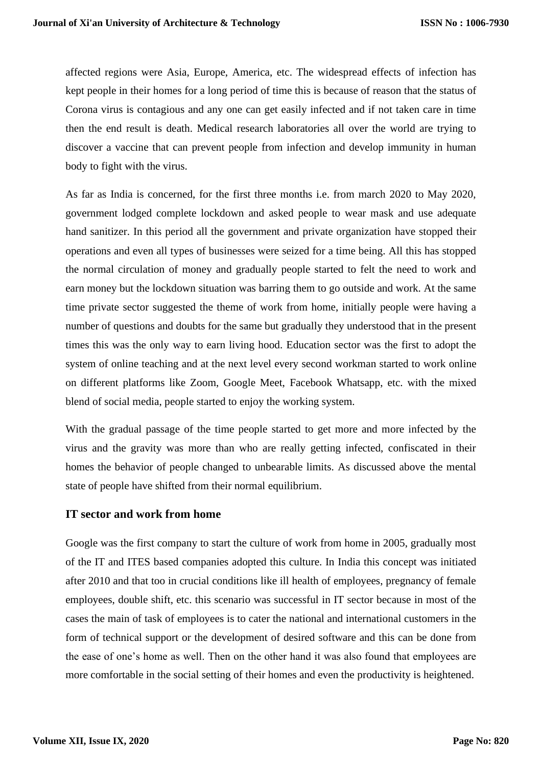affected regions were Asia, Europe, America, etc. The widespread effects of infection has kept people in their homes for a long period of time this is because of reason that the status of Corona virus is contagious and any one can get easily infected and if not taken care in time then the end result is death. Medical research laboratories all over the world are trying to discover a vaccine that can prevent people from infection and develop immunity in human body to fight with the virus.

As far as India is concerned, for the first three months i.e. from march 2020 to May 2020, government lodged complete lockdown and asked people to wear mask and use adequate hand sanitizer. In this period all the government and private organization have stopped their operations and even all types of businesses were seized for a time being. All this has stopped the normal circulation of money and gradually people started to felt the need to work and earn money but the lockdown situation was barring them to go outside and work. At the same time private sector suggested the theme of work from home, initially people were having a number of questions and doubts for the same but gradually they understood that in the present times this was the only way to earn living hood. Education sector was the first to adopt the system of online teaching and at the next level every second workman started to work online on different platforms like Zoom, Google Meet, Facebook Whatsapp, etc. with the mixed blend of social media, people started to enjoy the working system.

With the gradual passage of the time people started to get more and more infected by the virus and the gravity was more than who are really getting infected, confiscated in their homes the behavior of people changed to unbearable limits. As discussed above the mental state of people have shifted from their normal equilibrium.

## IT sector and work from home

Google was the first company to start the culture of work from home in 2005, gradually most of the IT and ITES based companies adopted this culture. In India this concept was initiated after 2010 and that too in crucial conditions like ill health of employees, pregnancy of female employees, double shift, etc. this scenario was successful in IT sector because in most of the cases the main of task of employees is to cater the national and international customers in the form of technical support or the development of desired software and this can be done from the ease of one's home as well. Then on the other hand it was also found that employees are more comfortable in the social setting of their homes and even the productivity is heightened.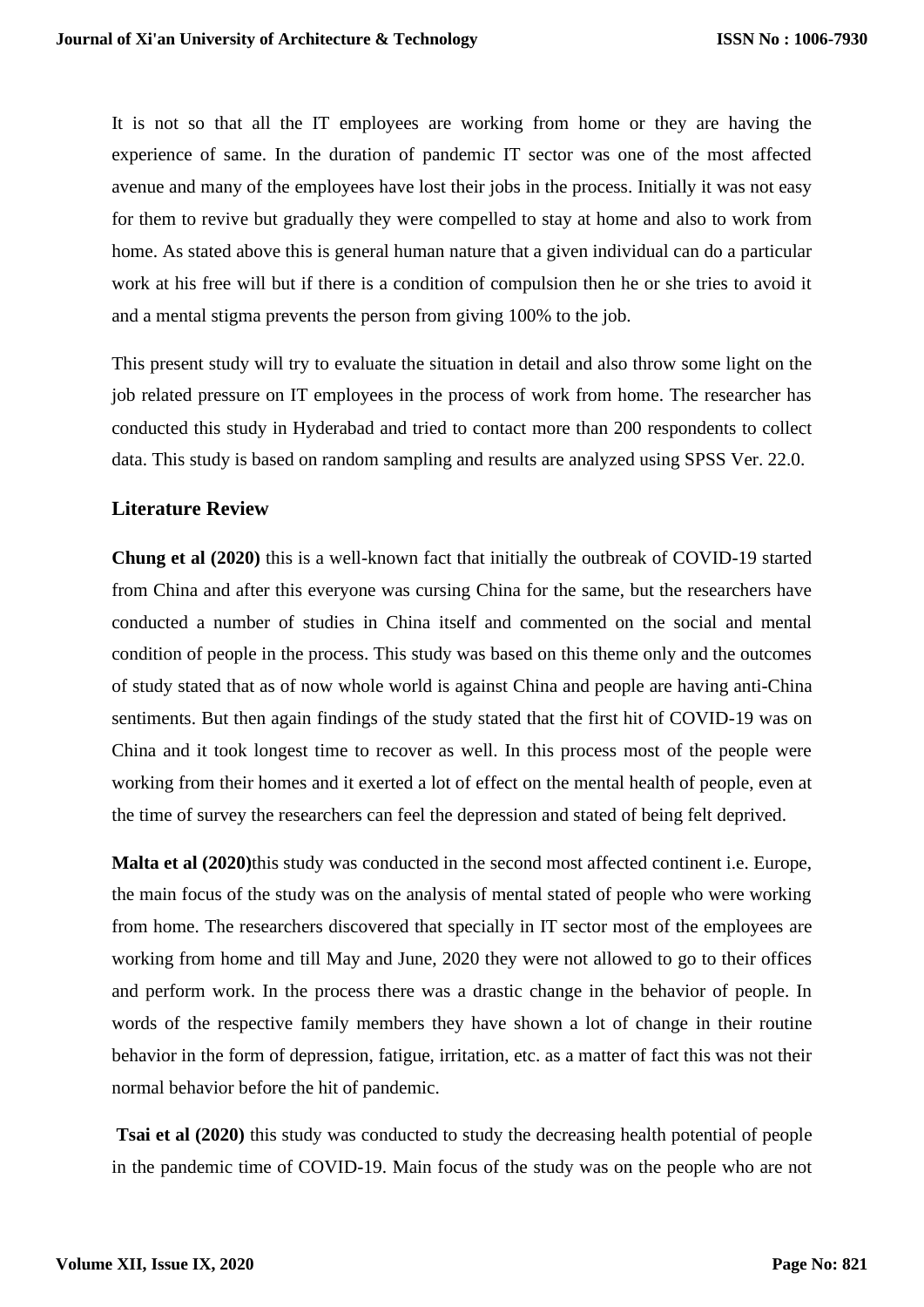It is not so that all the IT employees are working from home or they are having the experience of same. In the duration of pandemic IT sector was one of the most affected avenue and many of the employees have lost their jobs in the process. Initially it was not easy for them to revive but gradually they were compelled to stay at home and also to work from home. As stated above this is general human nature that a given individual can do a particular work at his free will but if there is a condition of compulsion then he or she tries to avoid it and a mental stigma prevents the person from giving 100% to the job.

This present study will try to evaluate the situation in detail and also throw some light on the job related pressure on IT employees in the process of work from home. The researcher has conducted this study in Hyderabad and tried to contact more than 200 respondents to collect data. This study is based on random sampling and results are analyzed using SPSS Ver. 22.0.

## Literature Review

**Chung et al (2020)** this is a well-known fact that initially the outbreak of COVID-19 started from China and after this everyone was cursing China for the same, but the researchers have conducted a number of studies in China itself and commented on the social and mental condition of people in the process. This study was based on this theme only and the outcomes of study stated that as of now whole world is against China and people are having anti-China sentiments. But then again findings of the study stated that the first hit of COVID-19 was on China and it took longest time to recover as well. In this process most of the people were working from their homes and it exerted a lot of effect on the mental health of people, even at the time of survey the researchers can feel the depression and stated of being felt deprived.

**Malta et al (2020)**this study was conducted in the second most affected continent i.e. Europe, the main focus of the study was on the analysis of mental stated of people who were working from home. The researchers discovered that specially in IT sector most of the employees are working from home and till May and June, 2020 they were not allowed to go to their offices and perform work. In the process there was a drastic change in the behavior of people. In words of the respective family members they have shown a lot of change in their routine behavior in the form of depression, fatigue, irritation, etc. as a matter of fact this was not their normal behavior before the hit of pandemic.

**Tsai et al (2020)** this study was conducted to study the decreasing health potential of people in the pandemic time of COVID-19. Main focus of the study was on the people who are not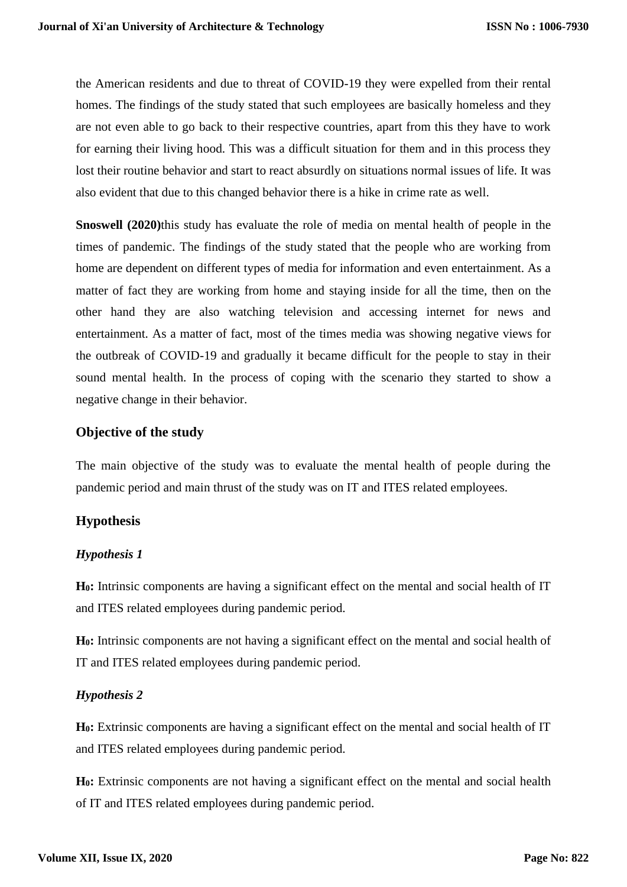the American residents and due to threat of COVID-19 they were expelled from their rental homes. The findings of the study stated that such employees are basically homeless and they are not even able to go back to their respective countries, apart from this they have to work for earning their living hood. This was a difficult situation for them and in this process they lost their routine behavior and start to react absurdly on situations normal issues of life. It was also evident that due to this changed behavior there is a hike in crime rate as well.

**Snoswell (2020)**this study has evaluate the role of media on mental health of people in the times of pandemic. The findings of the study stated that the people who are working from home are dependent on different types of media for information and even entertainment. As a matter of fact they are working from home and staying inside for all the time, then on the other hand they are also watching television and accessing internet for news and entertainment. As a matter of fact, most of the times media was showing negative views for the outbreak of COVID-19 and gradually it became difficult for the people to stay in their sound mental health. In the process of coping with the scenario they started to show a negative change in their behavior.

## Objective of the study

The main objective of the study was to evaluate the mental health of people during the pandemic period and main thrust of the study was on IT and ITES related employees.

## Hypothesis

### *Hypothesis 1*

**$H_0$:** Intrinsic components are having a significant effect on the mental and social health of IT and ITES related employees during pandemic period.

**$H_0$:** Intrinsic components are not having a significant effect on the mental and social health of IT and ITES related employees during pandemic period.

### *Hypothesis 2*

**$H_0$:** Extrinsic components are having a significant effect on the mental and social health of IT and ITES related employees during pandemic period.

**$H_0$:** Extrinsic components are not having a significant effect on the mental and social health of IT and ITES related employees during pandemic period.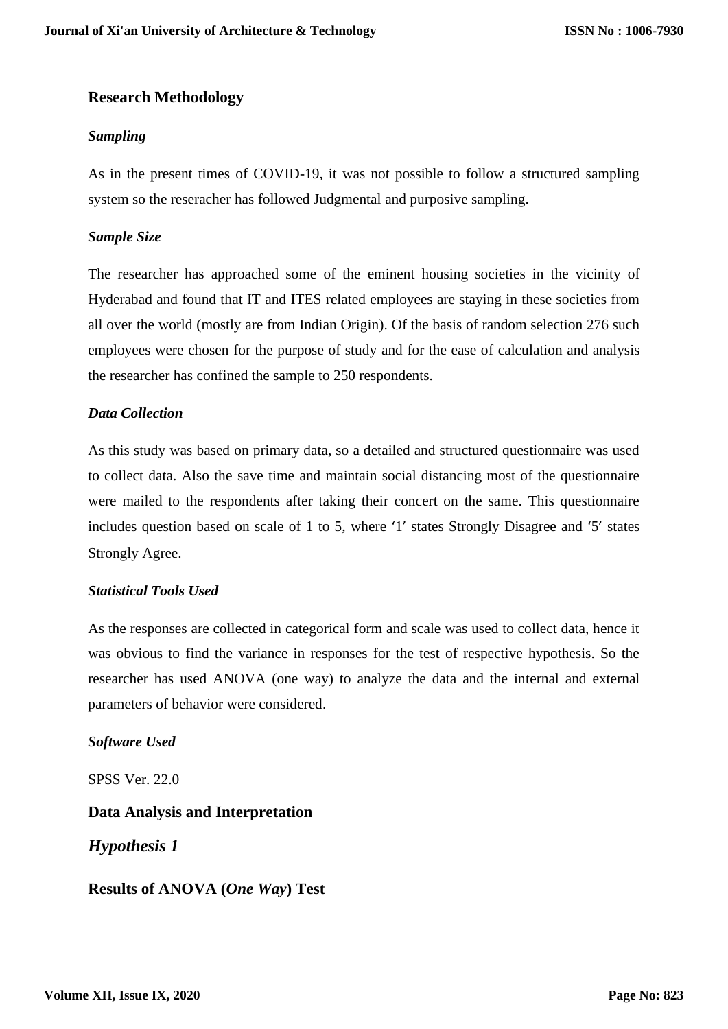## Research Methodology

### *Sampling*

As in the present times of COVID-19, it was not possible to follow a structured sampling system so the reseracher has followed Judgmental and purposive sampling.

### *Sample Size*

The researcher has approached some of the eminent housing societies in the vicinity of Hyderabad and found that IT and ITES related employees are staying in these societies from all over the world (mostly are from Indian Origin). Of the basis of random selection 276 such employees were chosen for the purpose of study and for the ease of calculation and analysis the researcher has confined the sample to 250 respondents.

### *Data Collection*

As this study was based on primary data, so a detailed and structured questionnaire was used to collect data. Also the save time and maintain social distancing most of the questionnaire were mailed to the respondents after taking their concert on the same. This questionnaire includes question based on scale of 1 to 5, where '1' states Strongly Disagree and '5' states Strongly Agree.

### *Statistical Tools Used*

As the responses are collected in categorical form and scale was used to collect data, hence it was obvious to find the variance in responses for the test of respective hypothesis. So the researcher has used ANOVA (one way) to analyze the data and the internal and external parameters of behavior were considered.

### *Software Used*

SPSS Ver. 22.0

## Data Analysis and Interpretation

### *Hypothesis 1*

### Results of ANOVA (*One Way*) Test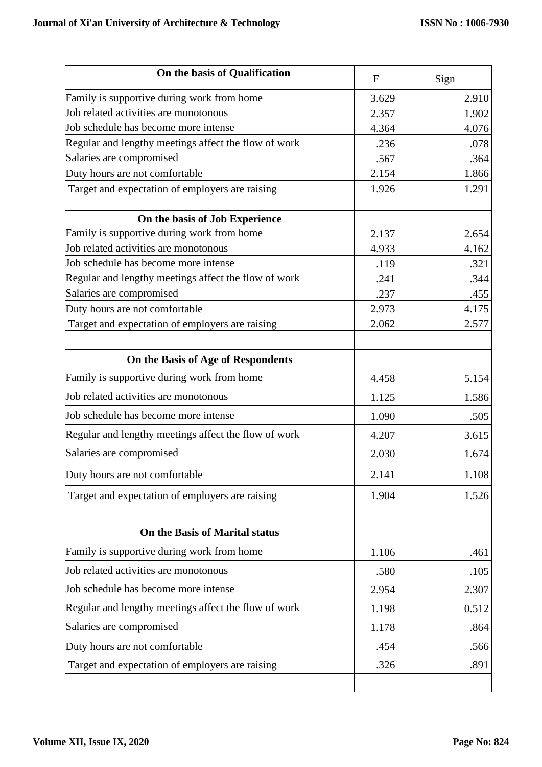| On the basis of Qualification | F | Sign |
|---|---|---|
| Family is supportive during work from home | 3.629 | 2.910 |
| Job related activities are monotonous | 2.357 | 1.902 |
| Job schedule has become more intense | 4.364 | 4.076 |
| Regular and lengthy meetings affect the flow of work | .236 | .078 |
| Salaries are compromised | .567 | .364 |
| Duty hours are not comfortable | 2.154 | 1.866 |
| Target and expectation of employers are raising | 1.926 | 1.291 |
| | | |
| **On the basis of Job Experience** | | |
| Family is supportive during work from home | 2.137 | 2.654 |
| Job related activities are monotonous | 4.933 | 4.162 |
| Job schedule has become more intense | .119 | .321 |
| Regular and lengthy meetings affect the flow of work | .241 | .344 |
| Salaries are compromised | .237 | .455 |
| Duty hours are not comfortable | 2.973 | 4.175 |
| Target and expectation of employers are raising | 2.062 | 2.577 |
| | | |
| **On the Basis of Age of Respondents** | | |
| Family is supportive during work from home | 4.458 | 5.154 |
| Job related activities are monotonous | 1.125 | 1.586 |
| Job schedule has become more intense | 1.090 | .505 |
| Regular and lengthy meetings affect the flow of work | 4.207 | 3.615 |
| Salaries are compromised | 2.030 | 1.674 |
| Duty hours are not comfortable | 2.141 | 1.108 |
| Target and expectation of employers are raising | 1.904 | 1.526 |
| | | |
| **On the Basis of Marital status** | | |
| Family is supportive during work from home | 1.106 | .461 |
| Job related activities are monotonous | .580 | .105 |
| Job schedule has become more intense | 2.954 | 2.307 |
| Regular and lengthy meetings affect the flow of work | 1.198 | 0.512 |
| Salaries are compromised | 1.178 | .864 |
| Duty hours are not comfortable | .454 | .566 |
| Target and expectation of employers are raising | .326 | .891 |
| | | |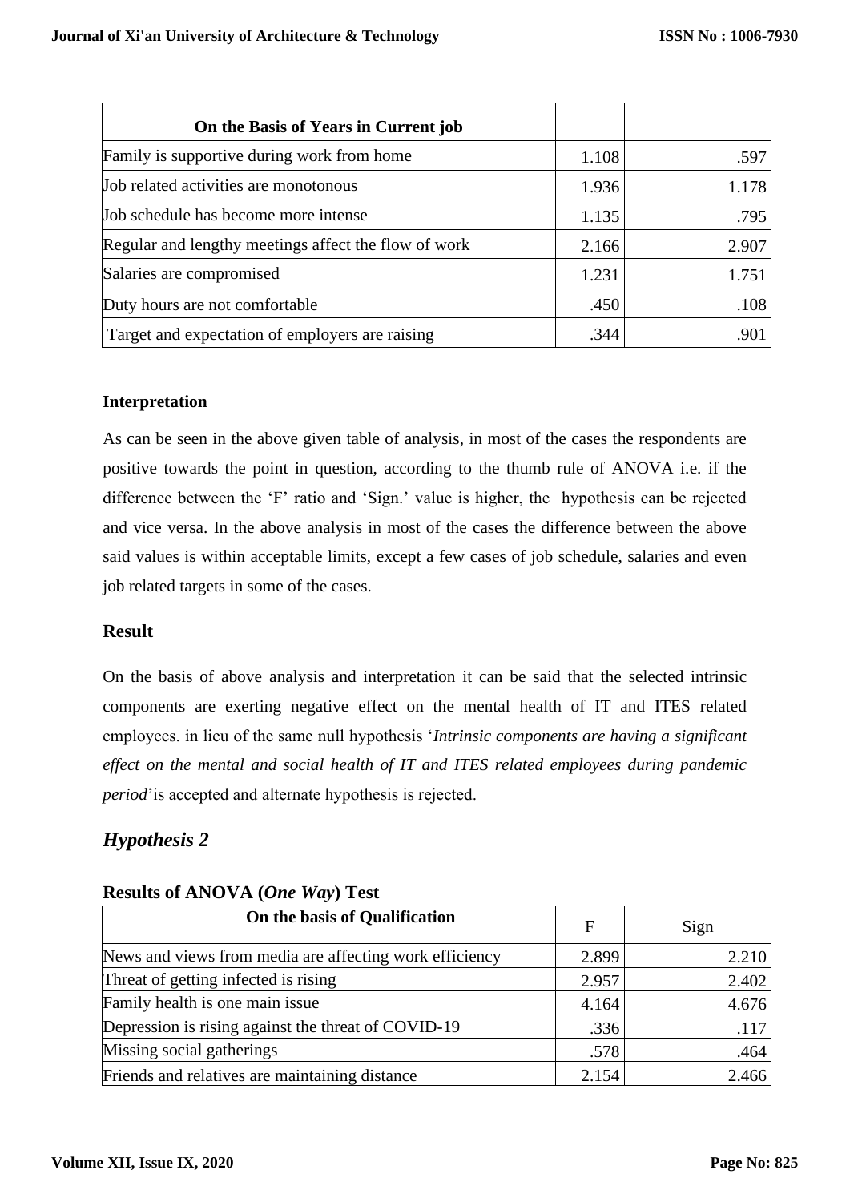| On the Basis of Years in Current job | | |
|---|---|---|
| Family is supportive during work from home | 1.108 | .597 |
| Job related activities are monotonous | 1.936 | 1.178 |
| Job schedule has become more intense | 1.135 | .795 |
| Regular and lengthy meetings affect the flow of work | 2.166 | 2.907 |
| Salaries are compromised | 1.231 | 1.751 |
| Duty hours are not comfortable | .450 | .108 |
| Target and expectation of employers are raising | .344 | .901 |

**Interpretation**

As can be seen in the above given table of analysis, in most of the cases the respondents are positive towards the point in question, according to the thumb rule of ANOVA i.e. if the difference between the 'F' ratio and 'Sign.' value is higher, the hypothesis can be rejected and vice versa. In the above analysis in most of the cases the difference between the above said values is within acceptable limits, except a few cases of job schedule, salaries and even job related targets in some of the cases.

## Result

On the basis of above analysis and interpretation it can be said that the selected intrinsic components are exerting negative effect on the mental health of IT and ITES related employees. in lieu of the same null hypothesis '*Intrinsic components are having a significant effect on the mental and social health of IT and ITES related employees during pandemic period*'is accepted and alternate hypothesis is rejected.

## *Hypothesis 2*

**Results of ANOVA (*One Way*) Test**

| On the basis of Qualification | F | Sign |
|---|---|---|
| News and views from media are affecting work efficiency | 2.899 | 2.210 |
| Threat of getting infected is rising | 2.957 | 2.402 |
| Family health is one main issue | 4.164 | 4.676 |
| Depression is rising against the threat of COVID-19 | .336 | .117 |
| Missing social gatherings | .578 | .464 |
| Friends and relatives are maintaining distance | 2.154 | 2.466 |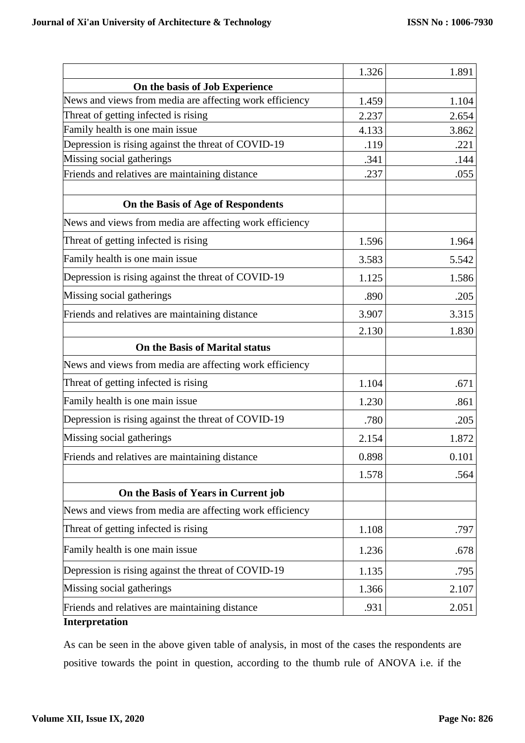| | | |
|---|---|---|
| | 1.326 | 1.891 |
| **On the basis of Job Experience** | | |
| News and views from media are affecting work efficiency | 1.459 | 1.104 |
| Threat of getting infected is rising | 2.237 | 2.654 |
| Family health is one main issue | 4.133 | 3.862 |
| Depression is rising against the threat of COVID-19 | .119 | .221 |
| Missing social gatherings | .341 | .144 |
| Friends and relatives are maintaining distance | .237 | .055 |
| | | |
| **On the Basis of Age of Respondents** | | |
| News and views from media are affecting work efficiency | | |
| Threat of getting infected is rising | 1.596 | 1.964 |
| Family health is one main issue | 3.583 | 5.542 |
| Depression is rising against the threat of COVID-19 | 1.125 | 1.586 |
| Missing social gatherings | .890 | .205 |
| Friends and relatives are maintaining distance | 3.907 | 3.315 |
| | 2.130 | 1.830 |
| **On the Basis of Marital status** | | |
| News and views from media are affecting work efficiency | | |
| Threat of getting infected is rising | 1.104 | .671 |
| Family health is one main issue | 1.230 | .861 |
| Depression is rising against the threat of COVID-19 | .780 | .205 |
| Missing social gatherings | 2.154 | 1.872 |
| Friends and relatives are maintaining distance | 0.898 | 0.101 |
| | 1.578 | .564 |
| **On the Basis of Years in Current job** | | |
| News and views from media are affecting work efficiency | | |
| Threat of getting infected is rising | 1.108 | .797 |
| Family health is one main issue | 1.236 | .678 |
| Depression is rising against the threat of COVID-19 | 1.135 | .795 |
| Missing social gatherings | 1.366 | 2.107 |
| Friends and relatives are maintaining distance | .931 | 2.051 |

**Interpretation**

As can be seen in the above given table of analysis, in most of the cases the respondents are positive towards the point in question, according to the thumb rule of ANOVA i.e. if the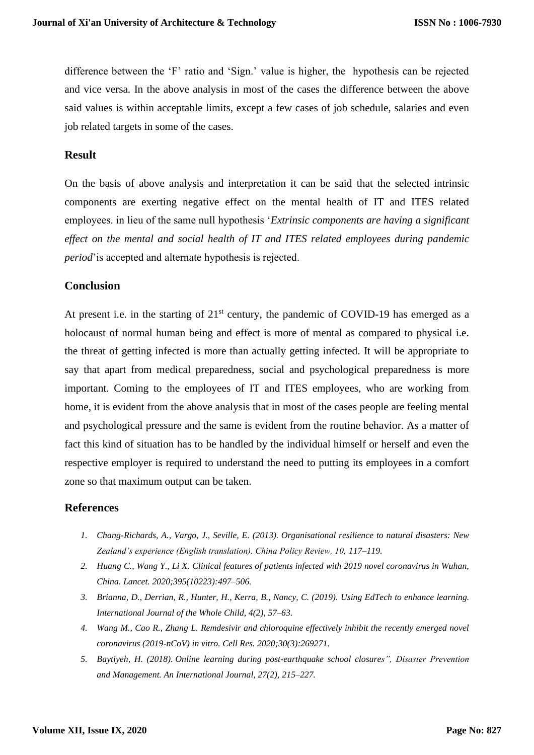difference between the 'F' ratio and 'Sign.' value is higher, the hypothesis can be rejected and vice versa. In the above analysis in most of the cases the difference between the above said values is within acceptable limits, except a few cases of job schedule, salaries and even job related targets in some of the cases.

## Result

On the basis of above analysis and interpretation it can be said that the selected intrinsic components are exerting negative effect on the mental health of IT and ITES related employees. in lieu of the same null hypothesis '*Extrinsic components are having a significant effect on the mental and social health of IT and ITES related employees during pandemic period*'is accepted and alternate hypothesis is rejected.

## Conclusion

At present i.e. in the starting of 21st century, the pandemic of COVID-19 has emerged as a holocaust of normal human being and effect is more of mental as compared to physical i.e. the threat of getting infected is more than actually getting infected. It will be appropriate to say that apart from medical preparedness, social and psychological preparedness is more important. Coming to the employees of IT and ITES employees, who are working from home, it is evident from the above analysis that in most of the cases people are feeling mental and psychological pressure and the same is evident from the routine behavior. As a matter of fact this kind of situation has to be handled by the individual himself or herself and even the respective employer is required to understand the need to putting its employees in a comfort zone so that maximum output can be taken.

## References

1. *Chang-Richards, A., Vargo, J., Seville, E. (2013). Organisational resilience to natural disasters: New Zealand's experience (English translation). China Policy Review, 10, 117–119.*
2. *Huang C., Wang Y., Li X. Clinical features of patients infected with 2019 novel coronavirus in Wuhan, China. Lancet. 2020;395(10223):497–506.*
3. *Brianna, D., Derrian, R., Hunter, H., Kerra, B., Nancy, C. (2019). Using EdTech to enhance learning. International Journal of the Whole Child, 4(2), 57–63.*
4. *Wang M., Cao R., Zhang L. Remdesivir and chloroquine effectively inhibit the recently emerged novel coronavirus (2019-nCoV) in vitro. Cell Res. 2020;30(3):269271.*
5. *Baytiyeh, H. (2018). Online learning during post-earthquake school closures", Disaster Prevention and Management. An International Journal, 27(2), 215–227.*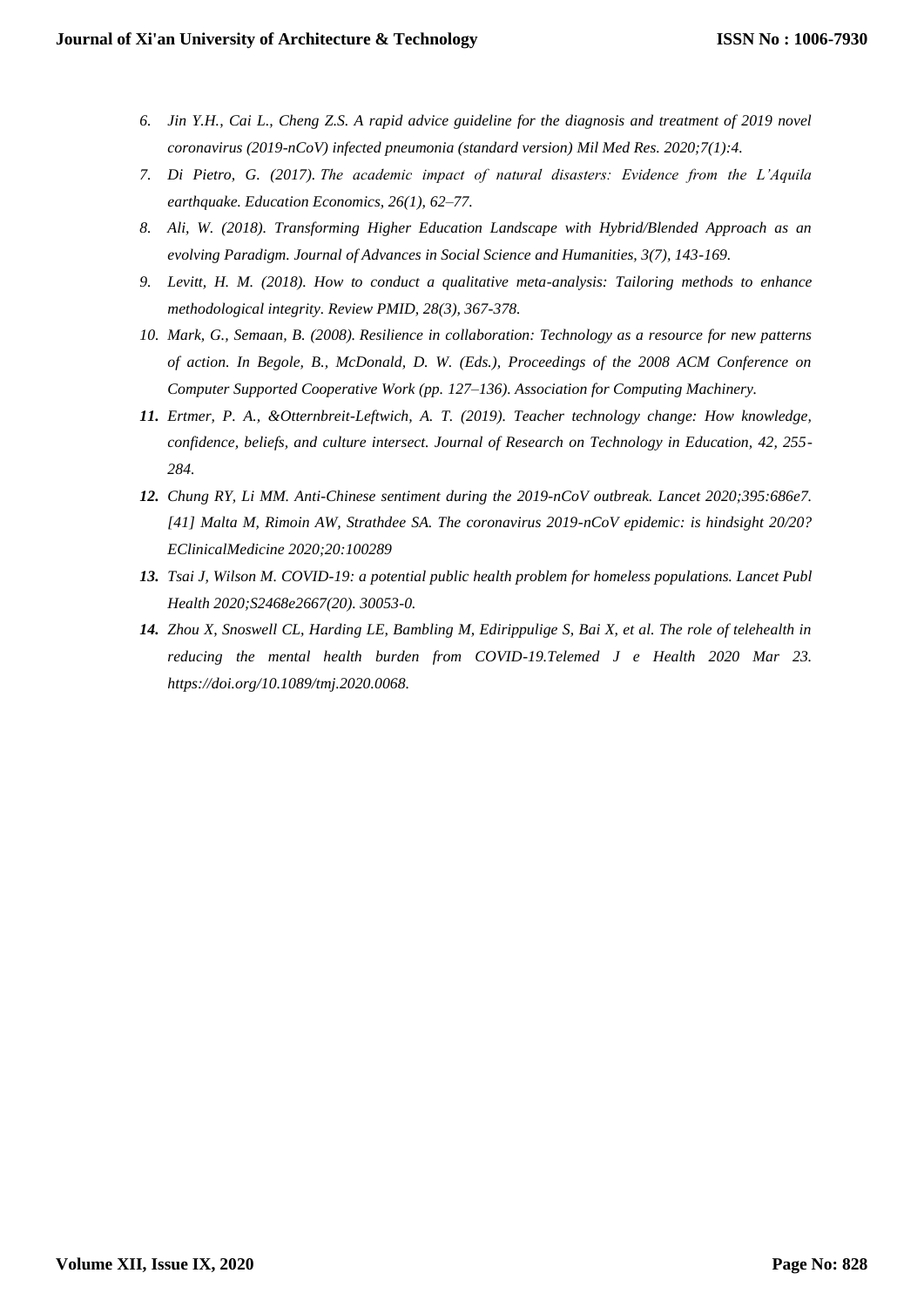6. *Jin Y.H., Cai L., Cheng Z.S. A rapid advice guideline for the diagnosis and treatment of 2019 novel coronavirus (2019-nCoV) infected pneumonia (standard version) Mil Med Res. 2020;7(1):4.*
7. *Di Pietro, G. (2017). The academic impact of natural disasters: Evidence from the L'Aquila earthquake. Education Economics, 26(1), 62–77.*
8. *Ali, W. (2018). Transforming Higher Education Landscape with Hybrid/Blended Approach as an evolving Paradigm. Journal of Advances in Social Science and Humanities, 3(7), 143-169.*
9. *Levitt, H. M. (2018). How to conduct a qualitative meta-analysis: Tailoring methods to enhance methodological integrity. Review PMID, 28(3), 367-378.*
10. *Mark, G., Semaan, B. (2008). Resilience in collaboration: Technology as a resource for new patterns of action. In Begole, B., McDonald, D. W. (Eds.), Proceedings of the 2008 ACM Conference on Computer Supported Cooperative Work (pp. 127–136). Association for Computing Machinery.*
11. *Ertmer, P. A., &Otternbreit-Leftwich, A. T. (2019). Teacher technology change: How knowledge, confidence, beliefs, and culture intersect. Journal of Research on Technology in Education, 42, 255-284.*
12. *Chung RY, Li MM. Anti-Chinese sentiment during the 2019-nCoV outbreak. Lancet 2020;395:686e7. [41] Malta M, Rimoin AW, Strathdee SA. The coronavirus 2019-nCoV epidemic: is hindsight 20/20? EClinicalMedicine 2020;20:100289*
13. *Tsai J, Wilson M. COVID-19: a potential public health problem for homeless populations. Lancet Publ Health 2020;S2468e2667(20). 30053-0.*
14. *Zhou X, Snoswell CL, Harding LE, Bambling M, Edirippulige S, Bai X, et al. The role of telehealth in reducing the mental health burden from COVID-19.Telemed J e Health 2020 Mar 23. https://doi.org/10.1089/tmj.2020.0068.*